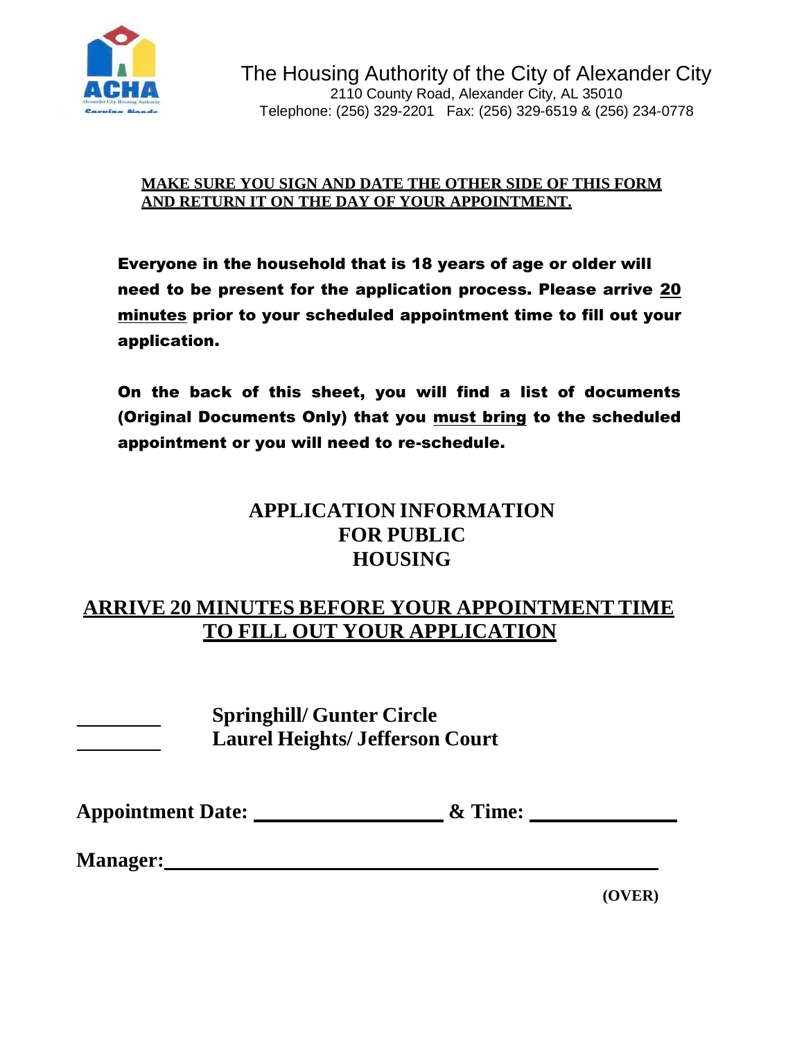# The Housing Authority of the City of Alexander City

2110 County Road, Alexander City, AL 35010
Telephone: (256) 329-2201 Fax: (256) 329-6519 & (256) 234-0778

**MAKE SURE YOU SIGN AND DATE THE OTHER SIDE OF THIS FORM AND RETURN IT ON THE DAY OF YOUR APPOINTMENT.**

**Everyone in the household that is 18 years of age or older will need to be present for the application process. Please arrive 20 minutes prior to your scheduled appointment time to fill out your application.**

**On the back of this sheet, you will find a list of documents (Original Documents Only) that you must bring to the scheduled appointment or you will need to re-schedule.**

## APPLICATION INFORMATION FOR PUBLIC HOUSING

**ARRIVE 20 MINUTES BEFORE YOUR APPOINTMENT TIME TO FILL OUT YOUR APPLICATION**

________ **Springhill/ Gunter Circle**

________ **Laurel Heights/ Jefferson Court**

**Appointment Date:** __________________ **& Time:** ______________

**Manager:** ______________________________________________

**(OVER)**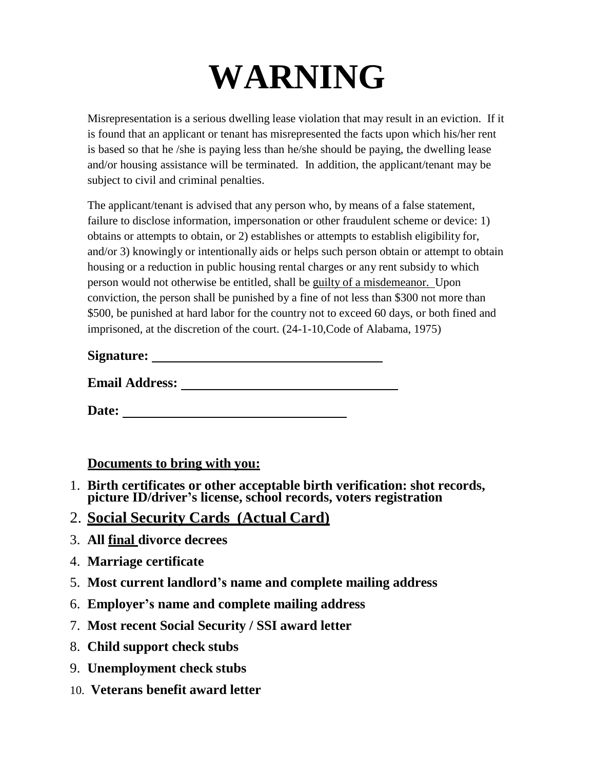# WARNING

Misrepresentation is a serious dwelling lease violation that may result in an eviction. If it is found that an applicant or tenant has misrepresented the facts upon which his/her rent is based so that he /she is paying less than he/she should be paying, the dwelling lease and/or housing assistance will be terminated. In addition, the applicant/tenant may be subject to civil and criminal penalties.

The applicant/tenant is advised that any person who, by means of a false statement, failure to disclose information, impersonation or other fraudulent scheme or device: 1) obtains or attempts to obtain, or 2) establishes or attempts to establish eligibility for, and/or 3) knowingly or intentionally aids or helps such person obtain or attempt to obtain housing or a reduction in public housing rental charges or any rent subsidy to which person would not otherwise be entitled, shall be guilty of a misdemeanor. Upon conviction, the person shall be punished by a fine of not less than $300 not more than $500, be punished at hard labor for the country not to exceed 60 days, or both fined and imprisoned, at the discretion of the court. (24-1-10,Code of Alabama, 1975)

**Signature:** ___________________________________

**Email Address:** _______________________________

**Date:** ________________________________

**Documents to bring with you:**

1. **Birth certificates or other acceptable birth verification: shot records, picture ID/driver's license, school records, voters registration**
2. **Social Security Cards (Actual Card)**
3. **All final divorce decrees**
4. **Marriage certificate**
5. **Most current landlord's name and complete mailing address**
6. **Employer's name and complete mailing address**
7. **Most recent Social Security / SSI award letter**
8. **Child support check stubs**
9. **Unemployment check stubs**
10. **Veterans benefit award letter**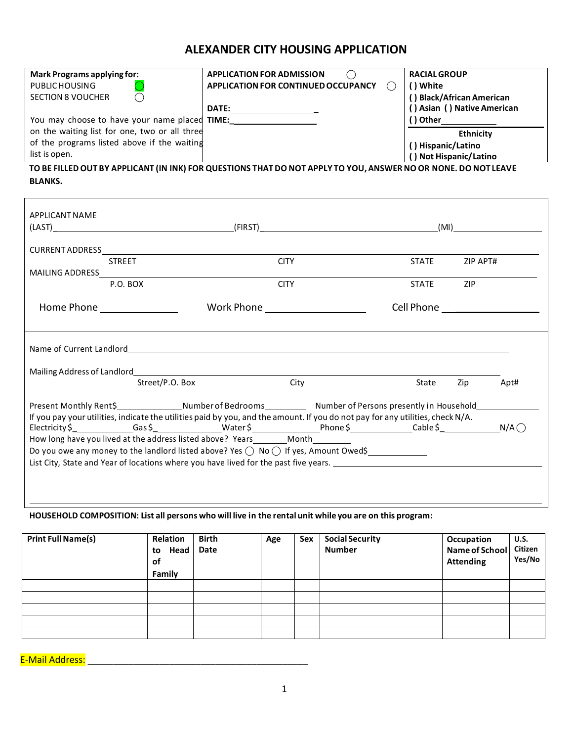# ALEXANDER CITY HOUSING APPLICATION

| Mark Programs applying for: | APPLICATION FOR ADMISSION ◯ | RACIAL GROUP |
|---|---|---|
| PUBLIC HOUSING ◯ | APPLICATION FOR CONTINUED OCCUPANCY ◯ | ( ) White |
| SECTION 8 VOUCHER ◯ | | ( ) Black/African American |
| | DATE:_________________ | ( ) Asian ( ) Native American |
| You may choose to have your name placed on the waiting list for one, two or all three of the programs listed above if the waiting list is open. | TIME:_________________ | ( ) Other___________ |
| | | **Ethnicity** |
| | | ( ) Hispanic/Latino |
| | | ( ) Not Hispanic/Latino |

**TO BE FILLED OUT BY APPLICANT (IN INK) FOR QUESTIONS THAT DO NOT APPLY TO YOU, ANSWER NO OR NONE. DO NOT LEAVE BLANKS.**

APPLICANT NAME
(LAST)_________________________________(FIRST)_________________________________(MI)_______________

CURRENT ADDRESS_______________________________________________________________________________
STREET CITY STATE ZIP APT#

MAILING ADDRESS_______________________________________________________________________________
P.O. BOX CITY STATE ZIP

Home Phone ______________ Work Phone __________________ Cell Phone ________________

Name of Current Landlord____________________________________________________________________________

Mailing Address of Landlord_________________________________________________________________________
Street/P.O. Box City State Zip Apt#

Present Monthly Rent$_____________Number of Bedrooms_________ Number of Persons presently in Household_____________

If you pay your utilities, indicate the utilities paid by you, and the amount. If you do not pay for any utilities, check N/A.

Electricity $____________Gas $_______________Water $______________Phone $_____________Cable $____________N/A ◯

How long have you lived at the address listed above? Years_______Month________

Do you owe any money to the landlord listed above? Yes ◯ No ◯ If yes, Amount Owed$____________

List City, State and Year of locations where you have lived for the past five years. ______________________________________

__________________________________________________________________________________________________

**HOUSEHOLD COMPOSITION: List all persons who will live in the rental unit while you are on this program:**

| Print Full Name(s) | Relation to Head of Family | Birth Date | Age | Sex | Social Security Number | Occupation Name of School Attending | U.S. Citizen Yes/No |
|---|---|---|---|---|---|---|---|
| | | | | | | | |
| | | | | | | | |
| | | | | | | | |
| | | | | | | | |
| | | | | | | | |

E-Mail Address: ________________________________________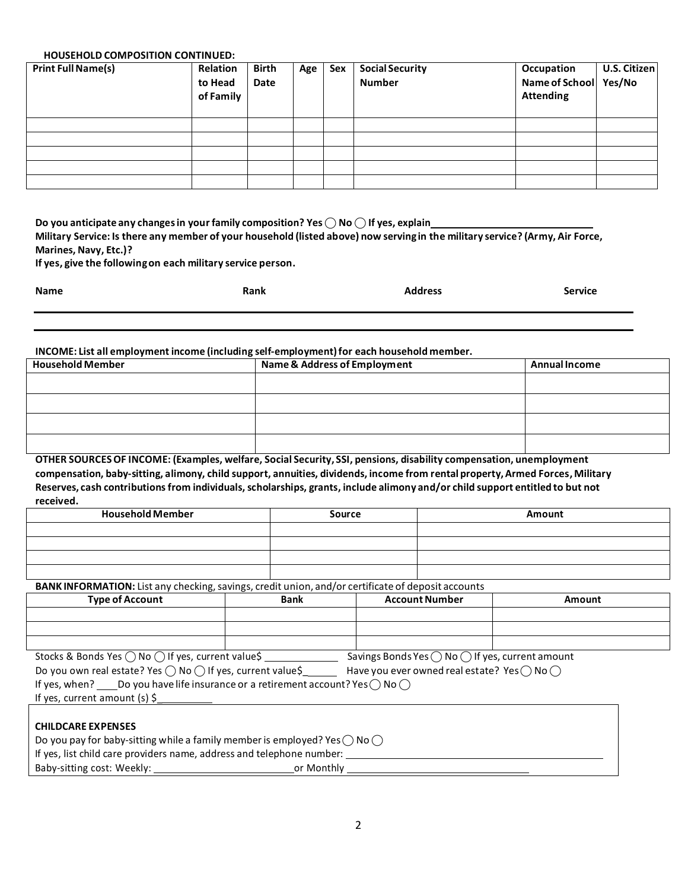**HOUSEHOLD COMPOSITION CONTINUED:**

| Print Full Name(s) | Relation to Head of Family | Birth Date | Age | Sex | Social Security Number | Occupation Name of School Attending | U.S. Citizen Yes/No |
|---|---|---|---|---|---|---|---|
| | | | | | | | |
| | | | | | | | |
| | | | | | | | |
| | | | | | | | |
| | | | | | | | |

**Do you anticipate any changes in your family composition? Yes ◯ No ◯ If yes, explain\_\_\_\_\_\_\_\_\_\_\_\_\_\_\_\_\_\_\_\_\_\_\_\_\_\_\_\_\_\_**

**Military Service: Is there any member of your household (listed above) now serving in the military service? (Army, Air Force, Marines, Navy, Etc.)?**

**If yes, give the following on each military service person.**

| Name | Rank | Address | Service |
|---|---|---|---|
| | | | |
| | | | |

**INCOME: List all employment income (including self-employment) for each household member.**

| Household Member | Name & Address of Employment | Annual Income |
|---|---|---|
| | | |
| | | |
| | | |
| | | |

**OTHER SOURCES OF INCOME: (Examples, welfare, Social Security, SSI, pensions, disability compensation, unemployment compensation, baby-sitting, alimony, child support, annuities, dividends, income from rental property, Armed Forces, Military Reserves, cash contributions from individuals, scholarships, grants, include alimony and/or child support entitled to but not received.**

| Household Member | Source | Amount |
|---|---|---|
| | | |
| | | |
| | | |
| | | |

**BANK INFORMATION:** List any checking, savings, credit union, and/or certificate of deposit accounts

| Type of Account | Bank | Account Number | Amount |
|---|---|---|---|
| | | | |
| | | | |
| | | | |

Stocks & Bonds Yes ◯ No ◯ If yes, current value$ \_\_\_\_\_\_\_\_\_\_\_\_\_ Savings Bonds Yes ◯ No ◯ If yes, current amount

Do you own real estate? Yes ◯ No ◯ If yes, current value$\_\_\_\_\_\_ Have you ever owned real estate? Yes ◯ No ◯

If yes, when? \_\_\_\_ Do you have life insurance or a retirement account? Yes ◯ No ◯

If yes, current amount (s) $\_\_\_\_\_\_\_\_\_\_

**CHILDCARE EXPENSES**

Do you pay for baby-sitting while a family member is employed? Yes ◯ No ◯

If yes, list child care providers name, address and telephone number: \_\_\_\_\_\_\_\_\_\_\_\_\_\_\_\_\_\_\_\_\_\_\_\_\_\_\_\_\_\_\_\_\_\_\_\_\_\_\_\_\_\_\_\_

Baby-sitting cost: Weekly: \_\_\_\_\_\_\_\_\_\_\_\_\_\_\_\_\_\_\_\_\_\_\_\_\_\_or Monthly \_\_\_\_\_\_\_\_\_\_\_\_\_\_\_\_\_\_\_\_\_\_\_\_\_\_\_\_\_\_\_\_\_\_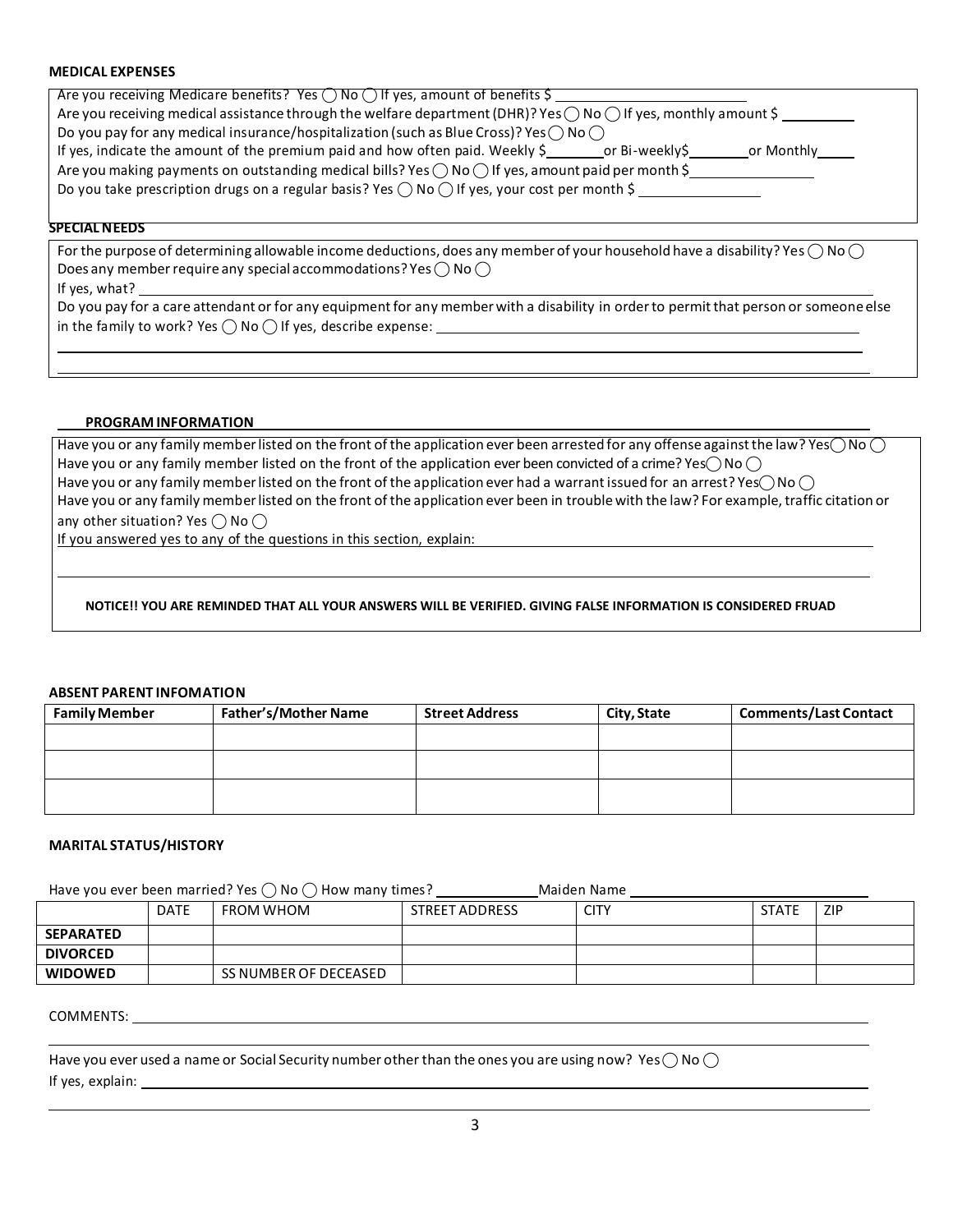**MEDICAL EXPENSES**

Are you receiving Medicare benefits? Yes ◯ No ◯ If yes, amount of benefits $ ____________

Are you receiving medical assistance through the welfare department (DHR)? Yes ◯ No ◯ If yes, monthly amount $ ________

Do you pay for any medical insurance/hospitalization (such as Blue Cross)? Yes ◯ No ◯

If yes, indicate the amount of the premium paid and how often paid. Weekly $________ or Bi-weekly$________ or Monthly_____

Are you making payments on outstanding medical bills? Yes ◯ No ◯ If yes, amount paid per month $____________

Do you take prescription drugs on a regular basis? Yes ◯ No ◯ If yes, your cost per month $ ____________

**SPECIAL NEEDS**

For the purpose of determining allowable income deductions, does any member of your household have a disability? Yes ◯ No ◯

Does any member require any special accommodations? Yes ◯ No ◯

If yes, what? ____________

Do you pay for a care attendant or for any equipment for any member with a disability in order to permit that person or someone else in the family to work? Yes ◯ No ◯ If yes, describe expense: ____________

**PROGRAM INFORMATION**

Have you or any family member listed on the front of the application ever been arrested for any offense against the law? Yes◯ No ◯

Have you or any family member listed on the front of the application ever been convicted of a crime? Yes◯ No ◯

Have you or any family member listed on the front of the application ever had a warrant issued for an arrest? Yes◯ No ◯

Have you or any family member listed on the front of the application ever been in trouble with the law? For example, traffic citation or any other situation? Yes ◯ No ◯

If you answered yes to any of the questions in this section, explain: ____________

**NOTICE!! YOU ARE REMINDED THAT ALL YOUR ANSWERS WILL BE VERIFIED. GIVING FALSE INFORMATION IS CONSIDERED FRUAD**

**ABSENT PARENT INFOMATION**

| Family Member | Father's/Mother Name | Street Address | City, State | Comments/Last Contact |
|---|---|---|---|---|
| | | | | |
| | | | | |
| | | | | |

**MARITAL STATUS/HISTORY**

Have you ever been married? Yes ◯ No ◯ How many times? __________ Maiden Name ____________

| | DATE | FROM WHOM | STREET ADDRESS | CITY | STATE | ZIP |
|---|---|---|---|---|---|---|
| **SEPARATED** | | | | | | |
| **DIVORCED** | | | | | | |
| **WIDOWED** | | SS NUMBER OF DECEASED | | | | |

COMMENTS: ____________

Have you ever used a name or Social Security number other than the ones you are using now? Yes◯ No ◯

If yes, explain: ____________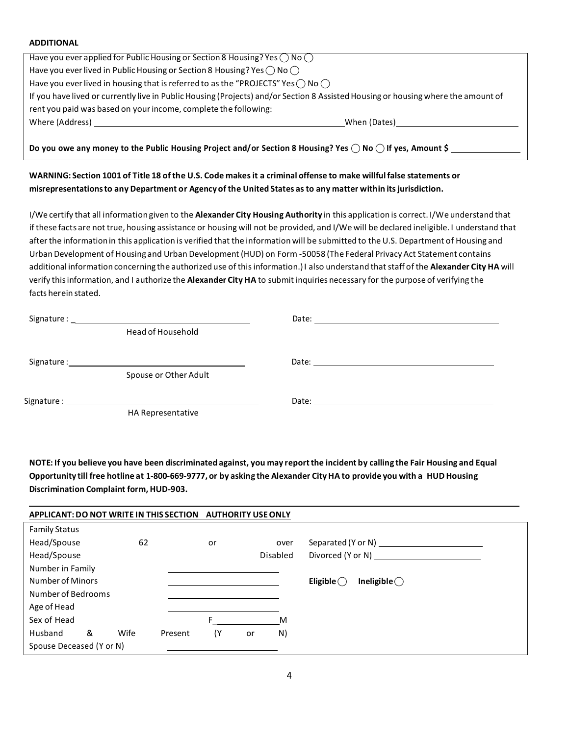**ADDITIONAL**

Have you ever applied for Public Housing or Section 8 Housing? Yes ◯ No ◯
Have you ever lived in Public Housing or Section 8 Housing? Yes ◯ No ◯
Have you ever lived in housing that is referred to as the "PROJECTS" Yes ◯ No ◯
If you have lived or currently live in Public Housing (Projects) and/or Section 8 Assisted Housing or housing where the amount of rent you paid was based on your income, complete the following:
Where (Address) ______________________________ When (Dates) ______________________

**Do you owe any money to the Public Housing Project and/or Section 8 Housing? Yes ◯ No ◯ If yes, Amount $** ____________

**WARNING: Section 1001 of Title 18 of the U.S. Code makes it a criminal offense to make willful false statements or misrepresentations to any Department or Agency of the United States as to any matter within its jurisdiction.**

I/We certify that all information given to the **Alexander City Housing Authority** in this application is correct. I/We understand that if these facts are not true, housing assistance or housing will not be provided, and I/We will be declared ineligible. I understand that after the information in this application is verified that the information will be submitted to the U.S. Department of Housing and Urban Development of Housing and Urban Development (HUD) on Form -50058 (The Federal Privacy Act Statement contains additional information concerning the authorized use of this information.) I also understand that staff of the **Alexander City HA** will verify this information, and I authorize the **Alexander City HA** to submit inquiries necessary for the purpose of verifying the facts herein stated.

Signature : ______________________________ Date: ______________________________
Head of Household

Signature : ______________________________ Date: ______________________________
Spouse or Other Adult

Signature : ______________________________ Date: ______________________________
HA Representative

**NOTE: If you believe you have been discriminated against, you may report the incident by calling the Fair Housing and Equal Opportunity till free hotline at 1-800-669-9777, or by asking the Alexander City HA to provide you with a HUD Housing Discrimination Complaint form, HUD-903.**

**APPLICANT: DO NOT WRITE IN THIS SECTION AUTHORITY USE ONLY**

| Family Status | | |
|---|---|---|
| Head/Spouse 62 or over | | Separated (Y or N) __________ |
| Head/Spouse Disabled | | Divorced (Y or N) __________ |
| Number in Family | __________ | |
| Number of Minors | __________ | **Eligible** ◯ **Ineligible** ◯ |
| Number of Bedrooms | __________ | |
| Age of Head | __________ | |
| Sex of Head | F__________M | |
| Husband & Wife Present | (Y or N) | |
| Spouse Deceased (Y or N) | __________ | |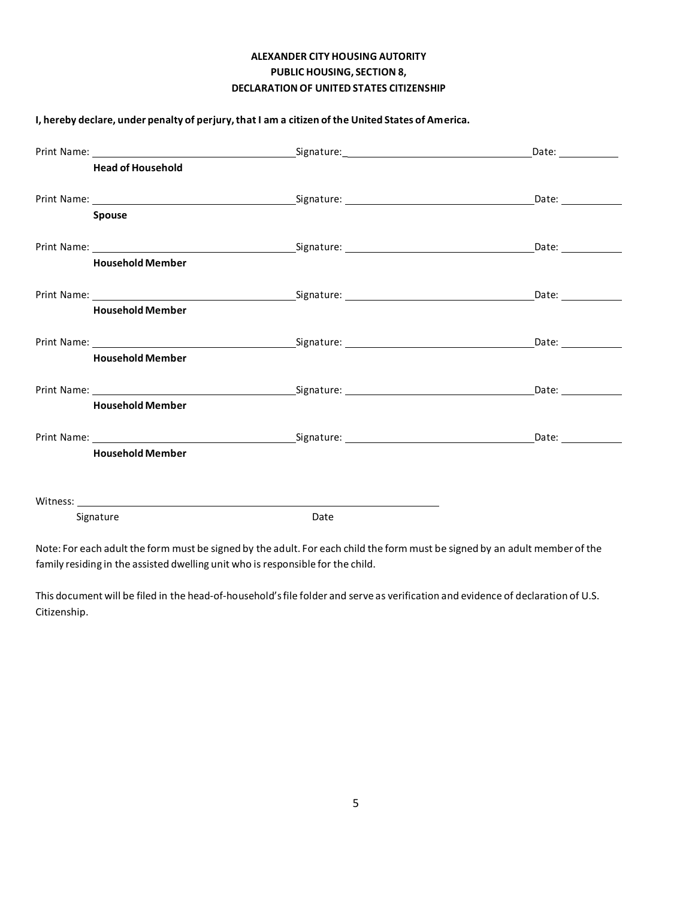**ALEXANDER CITY HOUSING AUTORITY**
**PUBLIC HOUSING, SECTION 8,**
**DECLARATION OF UNITED STATES CITIZENSHIP**

**I, hereby declare, under penalty of perjury, that I am a citizen of the United States of America.**

Print Name: ______________________________ Signature: ______________________________ Date: __________
**Head of Household**

Print Name: ______________________________ Signature: ______________________________ Date: __________
**Spouse**

Print Name: ______________________________ Signature: ______________________________ Date: __________
**Household Member**

Print Name: ______________________________ Signature: ______________________________ Date: __________
**Household Member**

Print Name: ______________________________ Signature: ______________________________ Date: __________
**Household Member**

Print Name: ______________________________ Signature: ______________________________ Date: __________
**Household Member**

Print Name: ______________________________ Signature: ______________________________ Date: __________
**Household Member**

Witness: ____________________________________________________
Signature                                                    Date

Note: For each adult the form must be signed by the adult. For each child the form must be signed by an adult member of the family residing in the assisted dwelling unit who is responsible for the child.

This document will be filed in the head-of-household's file folder and serve as verification and evidence of declaration of U.S. Citizenship.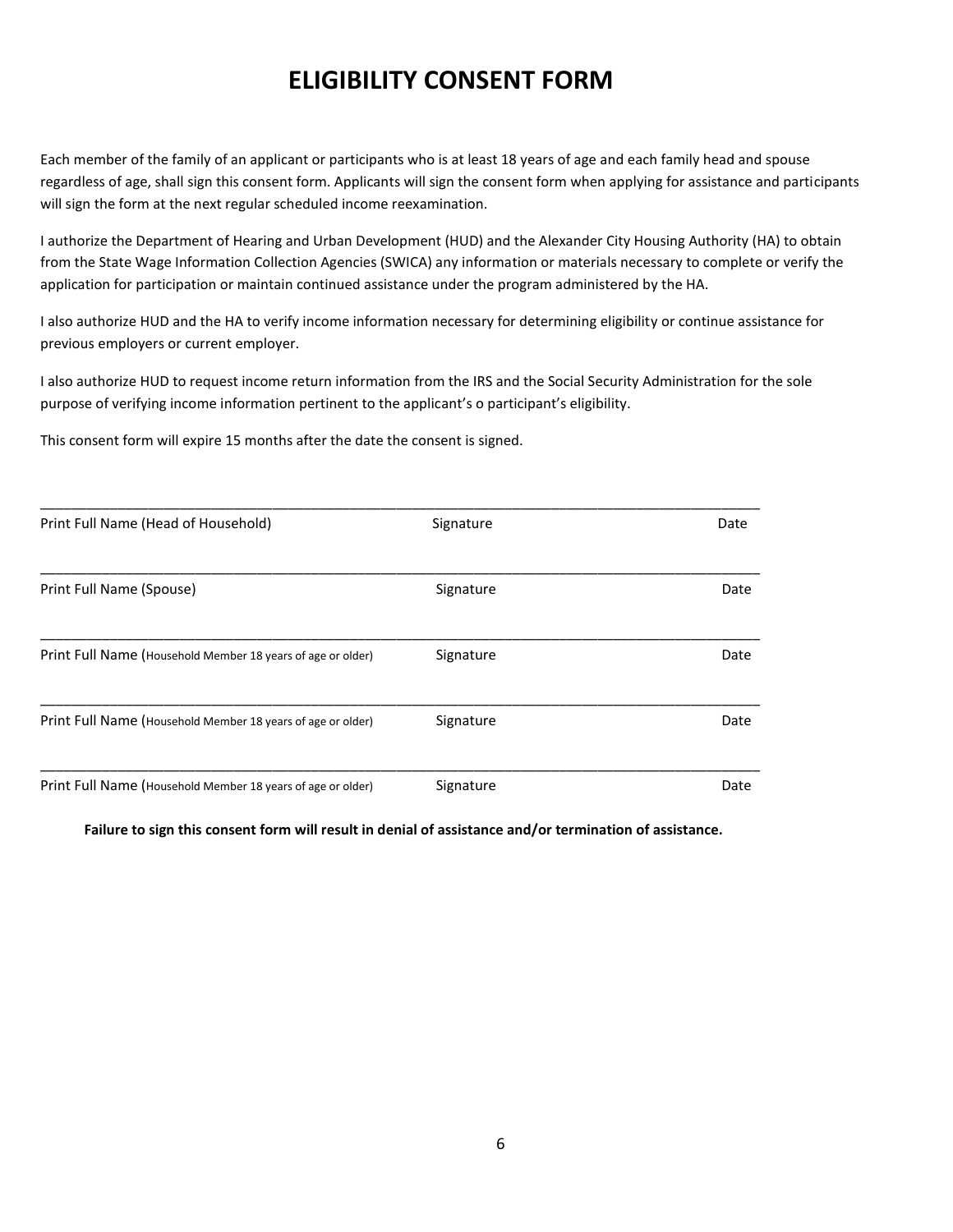# ELIGIBILITY CONSENT FORM

Each member of the family of an applicant or participants who is at least 18 years of age and each family head and spouse regardless of age, shall sign this consent form. Applicants will sign the consent form when applying for assistance and participants will sign the form at the next regular scheduled income reexamination.

I authorize the Department of Hearing and Urban Development (HUD) and the Alexander City Housing Authority (HA) to obtain from the State Wage Information Collection Agencies (SWICA) any information or materials necessary to complete or verify the application for participation or maintain continued assistance under the program administered by the HA.

I also authorize HUD and the HA to verify income information necessary for determining eligibility or continue assistance for previous employers or current employer.

I also authorize HUD to request income return information from the IRS and the Social Security Administration for the sole purpose of verifying income information pertinent to the applicant's o participant's eligibility.

This consent form will expire 15 months after the date the consent is signed.

\_\_\_\_\_\_\_\_\_\_\_\_\_\_\_\_\_\_\_\_\_\_\_\_\_\_\_\_\_\_\_\_\_\_\_\_\_\_\_\_\_\_\_\_\_\_\_\_\_\_\_\_\_\_\_\_\_\_\_\_\_\_\_\_\_\_\_\_\_\_\_\_\_\_\_\_\_\_\_\_

Print Full Name (Head of Household) Signature Date

\_\_\_\_\_\_\_\_\_\_\_\_\_\_\_\_\_\_\_\_\_\_\_\_\_\_\_\_\_\_\_\_\_\_\_\_\_\_\_\_\_\_\_\_\_\_\_\_\_\_\_\_\_\_\_\_\_\_\_\_\_\_\_\_\_\_\_\_\_\_\_\_\_\_\_\_\_\_\_\_

Print Full Name (Spouse) Signature Date

\_\_\_\_\_\_\_\_\_\_\_\_\_\_\_\_\_\_\_\_\_\_\_\_\_\_\_\_\_\_\_\_\_\_\_\_\_\_\_\_\_\_\_\_\_\_\_\_\_\_\_\_\_\_\_\_\_\_\_\_\_\_\_\_\_\_\_\_\_\_\_\_\_\_\_\_\_\_\_\_

Print Full Name (Household Member 18 years of age or older) Signature Date

\_\_\_\_\_\_\_\_\_\_\_\_\_\_\_\_\_\_\_\_\_\_\_\_\_\_\_\_\_\_\_\_\_\_\_\_\_\_\_\_\_\_\_\_\_\_\_\_\_\_\_\_\_\_\_\_\_\_\_\_\_\_\_\_\_\_\_\_\_\_\_\_\_\_\_\_\_\_\_\_

Print Full Name (Household Member 18 years of age or older) Signature Date

\_\_\_\_\_\_\_\_\_\_\_\_\_\_\_\_\_\_\_\_\_\_\_\_\_\_\_\_\_\_\_\_\_\_\_\_\_\_\_\_\_\_\_\_\_\_\_\_\_\_\_\_\_\_\_\_\_\_\_\_\_\_\_\_\_\_\_\_\_\_\_\_\_\_\_\_\_\_\_\_

Print Full Name (Household Member 18 years of age or older) Signature Date

**Failure to sign this consent form will result in denial of assistance and/or termination of assistance.**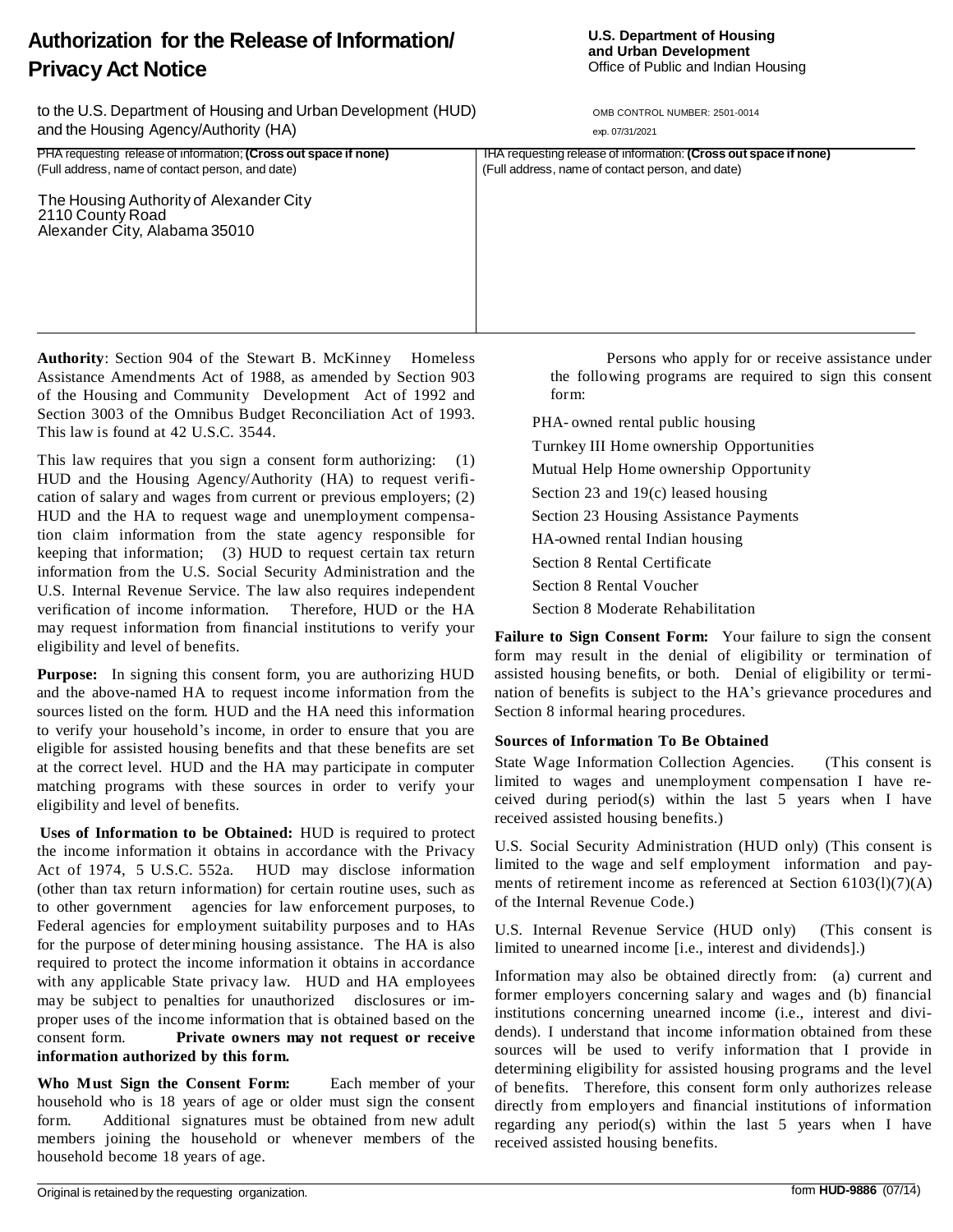# Authorization for the Release of Information/ Privacy Act Notice

to the U.S. Department of Housing and Urban Development (HUD) and the Housing Agency/Authority (HA)

**U.S. Department of Housing and Urban Development**
Office of Public and Indian Housing

OMB CONTROL NUMBER: 2501-0014
exp. 07/31/2021

| PHA requesting release of information; **(Cross out space if none)** (Full address, name of contact person, and date) | IHA requesting release of information: **(Cross out space if none)** (Full address, name of contact person, and date) |
|---|---|
| The Housing Authority of Alexander City<br>2110 County Road<br>Alexander City, Alabama 35010 | |

**Authority**: Section 904 of the Stewart B. McKinney Homeless Assistance Amendments Act of 1988, as amended by Section 903 of the Housing and Community Development Act of 1992 and Section 3003 of the Omnibus Budget Reconciliation Act of 1993. This law is found at 42 U.S.C. 3544.

This law requires that you sign a consent form authorizing: (1) HUD and the Housing Agency/Authority (HA) to request verification of salary and wages from current or previous employers; (2) HUD and the HA to request wage and unemployment compensation claim information from the state agency responsible for keeping that information; (3) HUD to request certain tax return information from the U.S. Social Security Administration and the U.S. Internal Revenue Service. The law also requires independent verification of income information. Therefore, HUD or the HA may request information from financial institutions to verify your eligibility and level of benefits.

**Purpose:** In signing this consent form, you are authorizing HUD and the above-named HA to request income information from the sources listed on the form. HUD and the HA need this information to verify your household's income, in order to ensure that you are eligible for assisted housing benefits and that these benefits are set at the correct level. HUD and the HA may participate in computer matching programs with these sources in order to verify your eligibility and level of benefits.

**Uses of Information to be Obtained:** HUD is required to protect the income information it obtains in accordance with the Privacy Act of 1974, 5 U.S.C. 552a. HUD may disclose information (other than tax return information) for certain routine uses, such as to other government agencies for law enforcement purposes, to Federal agencies for employment suitability purposes and to HAs for the purpose of determining housing assistance. The HA is also required to protect the income information it obtains in accordance with any applicable State privacy law. HUD and HA employees may be subject to penalties for unauthorized disclosures or improper uses of the income information that is obtained based on the consent form. **Private owners may not request or receive information authorized by this form.**

**Who Must Sign the Consent Form:** Each member of your household who is 18 years of age or older must sign the consent form. Additional signatures must be obtained from new adult members joining the household or whenever members of the household become 18 years of age.

Persons who apply for or receive assistance under the following programs are required to sign this consent form:

- PHA-owned rental public housing
- Turnkey III Home ownership Opportunities
- Mutual Help Home ownership Opportunity
- Section 23 and 19(c) leased housing
- Section 23 Housing Assistance Payments
- HA-owned rental Indian housing
- Section 8 Rental Certificate
- Section 8 Rental Voucher
- Section 8 Moderate Rehabilitation

**Failure to Sign Consent Form:** Your failure to sign the consent form may result in the denial of eligibility or termination of assisted housing benefits, or both. Denial of eligibility or termination of benefits is subject to the HA's grievance procedures and Section 8 informal hearing procedures.

**Sources of Information To Be Obtained**

State Wage Information Collection Agencies. (This consent is limited to wages and unemployment compensation I have received during period(s) within the last 5 years when I have received assisted housing benefits.)

U.S. Social Security Administration (HUD only) (This consent is limited to the wage and self employment information and payments of retirement income as referenced at Section 6103(l)(7)(A) of the Internal Revenue Code.)

U.S. Internal Revenue Service (HUD only) (This consent is limited to unearned income [i.e., interest and dividends].)

Information may also be obtained directly from: (a) current and former employers concerning salary and wages and (b) financial institutions concerning unearned income (i.e., interest and dividends). I understand that income information obtained from these sources will be used to verify information that I provide in determining eligibility for assisted housing programs and the level of benefits. Therefore, this consent form only authorizes release directly from employers and financial institutions of information regarding any period(s) within the last 5 years when I have received assisted housing benefits.

Original is retained by the requesting organization.

form **HUD-9886** (07/14)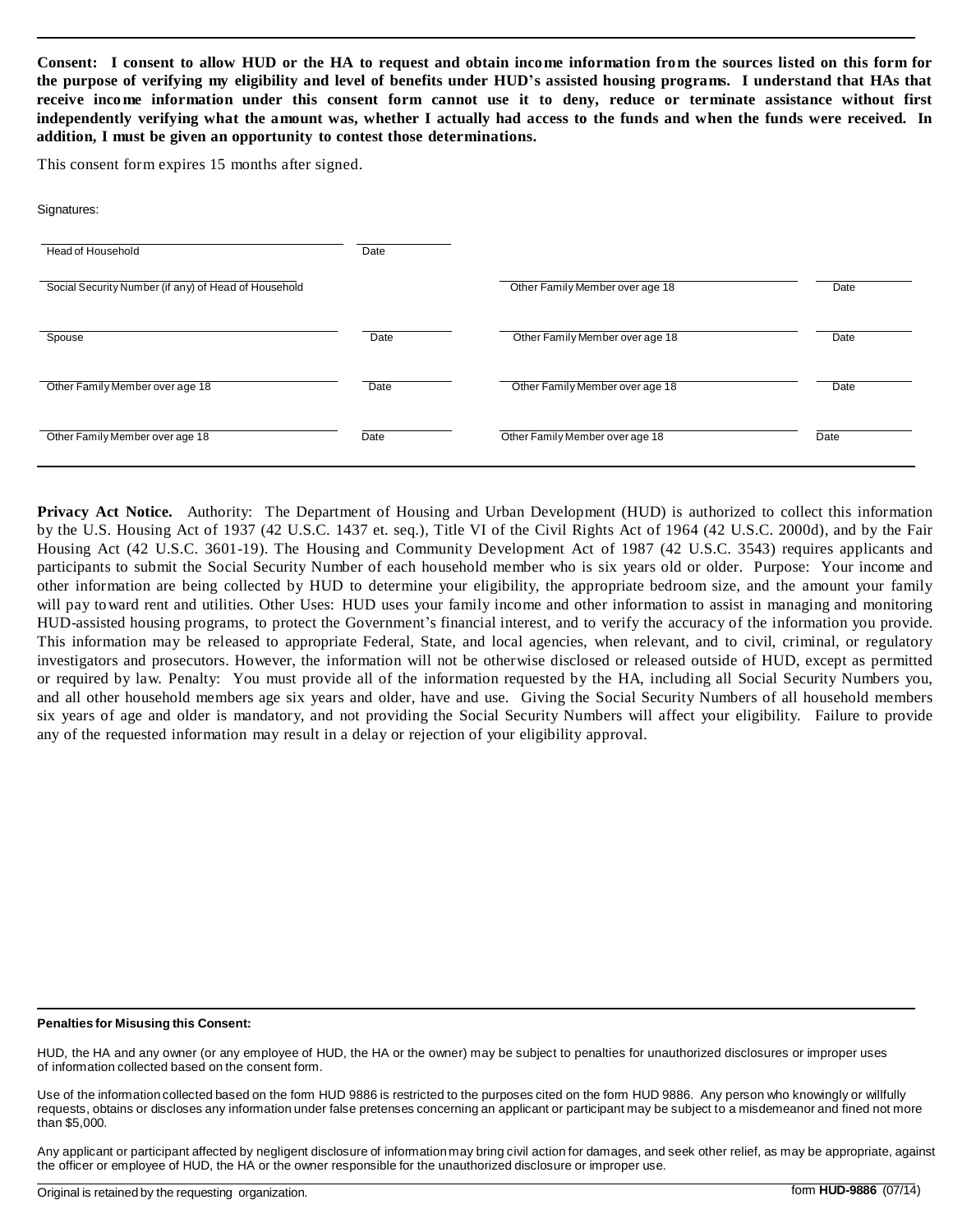**Consent: I consent to allow HUD or the HA to request and obtain income information from the sources listed on this form for the purpose of verifying my eligibility and level of benefits under HUD's assisted housing programs. I understand that HAs that receive income information under this consent form cannot use it to deny, reduce or terminate assistance without first independently verifying what the amount was, whether I actually had access to the funds and when the funds were received. In addition, I must be given an opportunity to contest those determinations.**

This consent form expires 15 months after signed.

Signatures:

| | | | |
|---|---|---|---|
| Head of Household | Date | | |
| Social Security Number (if any) of Head of Household | | Other Family Member over age 18 | Date |
| Spouse | Date | Other Family Member over age 18 | Date |
| Other Family Member over age 18 | Date | Other Family Member over age 18 | Date |
| Other Family Member over age 18 | Date | Other Family Member over age 18 | Date |

**Privacy Act Notice.** Authority: The Department of Housing and Urban Development (HUD) is authorized to collect this information by the U.S. Housing Act of 1937 (42 U.S.C. 1437 et. seq.), Title VI of the Civil Rights Act of 1964 (42 U.S.C. 2000d), and by the Fair Housing Act (42 U.S.C. 3601-19). The Housing and Community Development Act of 1987 (42 U.S.C. 3543) requires applicants and participants to submit the Social Security Number of each household member who is six years old or older. Purpose: Your income and other information are being collected by HUD to determine your eligibility, the appropriate bedroom size, and the amount your family will pay toward rent and utilities. Other Uses: HUD uses your family income and other information to assist in managing and monitoring HUD-assisted housing programs, to protect the Government's financial interest, and to verify the accuracy of the information you provide. This information may be released to appropriate Federal, State, and local agencies, when relevant, and to civil, criminal, or regulatory investigators and prosecutors. However, the information will not be otherwise disclosed or released outside of HUD, except as permitted or required by law. Penalty: You must provide all of the information requested by the HA, including all Social Security Numbers you, and all other household members age six years and older, have and use. Giving the Social Security Numbers of all household members six years of age and older is mandatory, and not providing the Social Security Numbers will affect your eligibility. Failure to provide any of the requested information may result in a delay or rejection of your eligibility approval.

**Penalties for Misusing this Consent:**

HUD, the HA and any owner (or any employee of HUD, the HA or the owner) may be subject to penalties for unauthorized disclosures or improper uses of information collected based on the consent form.

Use of the information collected based on the form HUD 9886 is restricted to the purposes cited on the form HUD 9886. Any person who knowingly or willfully requests, obtains or discloses any information under false pretenses concerning an applicant or participant may be subject to a misdemeanor and fined not more than $5,000.

Any applicant or participant affected by negligent disclosure of information may bring civil action for damages, and seek other relief, as may be appropriate, against the officer or employee of HUD, the HA or the owner responsible for the unauthorized disclosure or improper use.

Original is retained by the requesting organization.

form **HUD-9886** (07/14)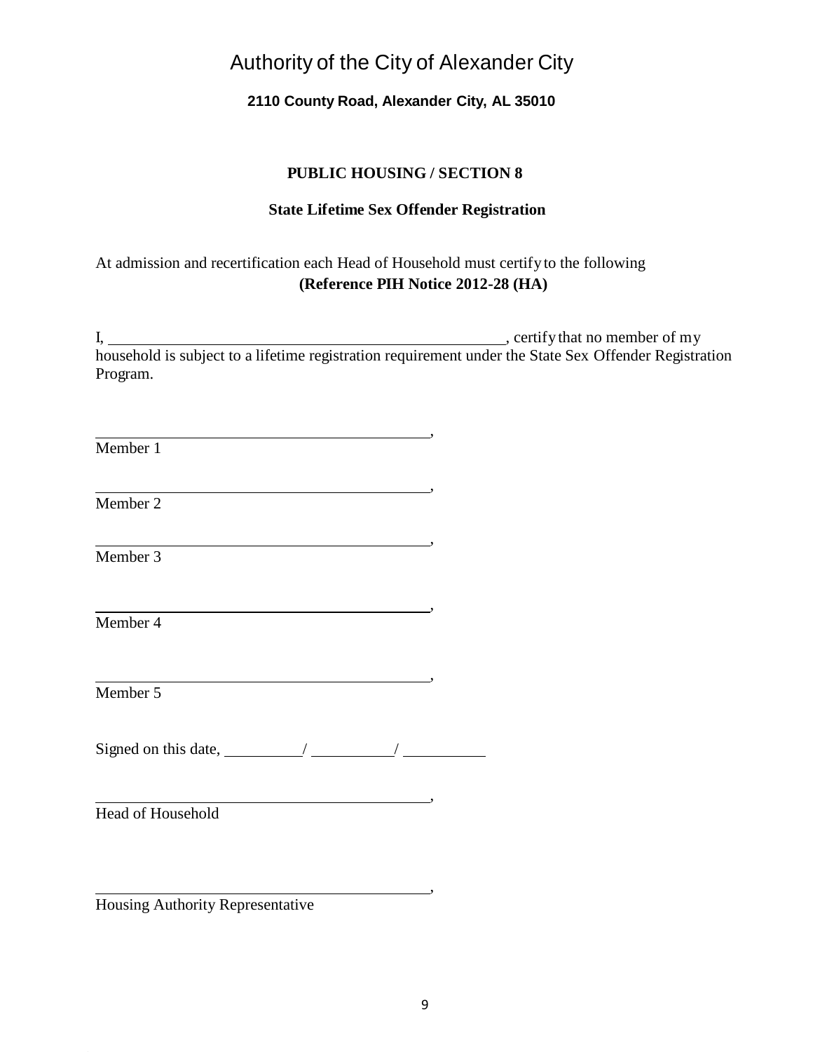# Authority of the City of Alexander City

**2110 County Road, Alexander City, AL 35010**

## PUBLIC HOUSING / SECTION 8

### State Lifetime Sex Offender Registration

At admission and recertification each Head of Household must certify to the following
**(Reference PIH Notice 2012-28 (HA)**

I, ______________________________________________, certify that no member of my household is subject to a lifetime registration requirement under the State Sex Offender Registration Program.

______________________________________,
Member 1

______________________________________,
Member 2

______________________________________,
Member 3

______________________________________,
Member 4

______________________________________,
Member 5

Signed on this date, ________/ ________/ ________

______________________________________,
Head of Household

______________________________________,
Housing Authority Representative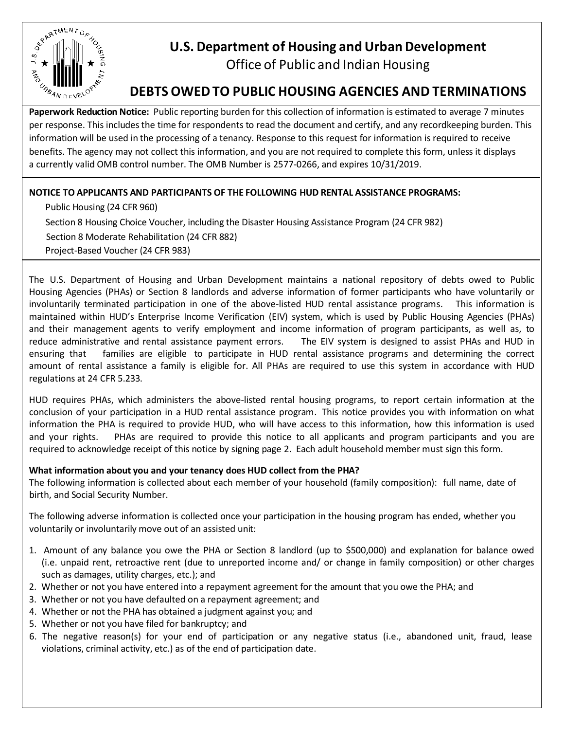# U.S. Department of Housing and Urban Development

Office of Public and Indian Housing

## DEBTS OWED TO PUBLIC HOUSING AGENCIES AND TERMINATIONS

**Paperwork Reduction Notice:** Public reporting burden for this collection of information is estimated to average 7 minutes per response. This includes the time for respondents to read the document and certify, and any recordkeeping burden. This information will be used in the processing of a tenancy. Response to this request for information is required to receive benefits. The agency may not collect this information, and you are not required to complete this form, unless it displays a currently valid OMB control number. The OMB Number is 2577-0266, and expires 10/31/2019.

**NOTICE TO APPLICANTS AND PARTICIPANTS OF THE FOLLOWING HUD RENTAL ASSISTANCE PROGRAMS:**

Public Housing (24 CFR 960)
Section 8 Housing Choice Voucher, including the Disaster Housing Assistance Program (24 CFR 982)
Section 8 Moderate Rehabilitation (24 CFR 882)
Project-Based Voucher (24 CFR 983)

The U.S. Department of Housing and Urban Development maintains a national repository of debts owed to Public Housing Agencies (PHAs) or Section 8 landlords and adverse information of former participants who have voluntarily or involuntarily terminated participation in one of the above-listed HUD rental assistance programs. This information is maintained within HUD's Enterprise Income Verification (EIV) system, which is used by Public Housing Agencies (PHAs) and their management agents to verify employment and income information of program participants, as well as, to reduce administrative and rental assistance payment errors. The EIV system is designed to assist PHAs and HUD in ensuring that families are eligible to participate in HUD rental assistance programs and determining the correct amount of rental assistance a family is eligible for. All PHAs are required to use this system in accordance with HUD regulations at 24 CFR 5.233.

HUD requires PHAs, which administers the above-listed rental housing programs, to report certain information at the conclusion of your participation in a HUD rental assistance program. This notice provides you with information on what information the PHA is required to provide HUD, who will have access to this information, how this information is used and your rights. PHAs are required to provide this notice to all applicants and program participants and you are required to acknowledge receipt of this notice by signing page 2. Each adult household member must sign this form.

**What information about you and your tenancy does HUD collect from the PHA?**
The following information is collected about each member of your household (family composition): full name, date of birth, and Social Security Number.

The following adverse information is collected once your participation in the housing program has ended, whether you voluntarily or involuntarily move out of an assisted unit:

1. Amount of any balance you owe the PHA or Section 8 landlord (up to $500,000) and explanation for balance owed (i.e. unpaid rent, retroactive rent (due to unreported income and/ or change in family composition) or other charges such as damages, utility charges, etc.); and
2. Whether or not you have entered into a repayment agreement for the amount that you owe the PHA; and
3. Whether or not you have defaulted on a repayment agreement; and
4. Whether or not the PHA has obtained a judgment against you; and
5. Whether or not you have filed for bankruptcy; and
6. The negative reason(s) for your end of participation or any negative status (i.e., abandoned unit, fraud, lease violations, criminal activity, etc.) as of the end of participation date.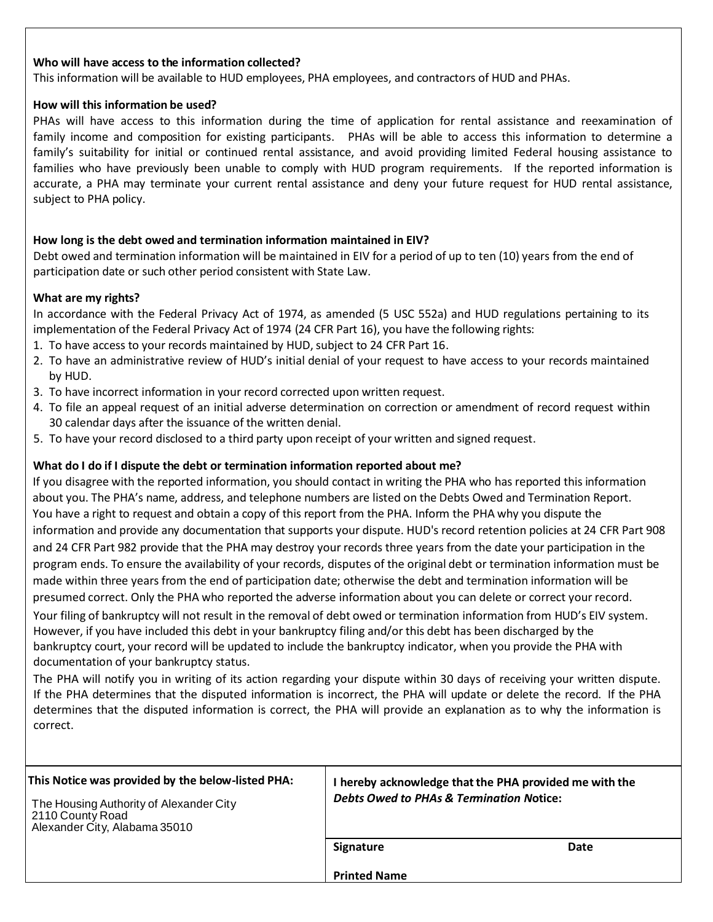**Who will have access to the information collected?**

This information will be available to HUD employees, PHA employees, and contractors of HUD and PHAs.

**How will this information be used?**

PHAs will have access to this information during the time of application for rental assistance and reexamination of family income and composition for existing participants. PHAs will be able to access this information to determine a family's suitability for initial or continued rental assistance, and avoid providing limited Federal housing assistance to families who have previously been unable to comply with HUD program requirements. If the reported information is accurate, a PHA may terminate your current rental assistance and deny your future request for HUD rental assistance, subject to PHA policy.

**How long is the debt owed and termination information maintained in EIV?**

Debt owed and termination information will be maintained in EIV for a period of up to ten (10) years from the end of participation date or such other period consistent with State Law.

**What are my rights?**

In accordance with the Federal Privacy Act of 1974, as amended (5 USC 552a) and HUD regulations pertaining to its implementation of the Federal Privacy Act of 1974 (24 CFR Part 16), you have the following rights:

1. To have access to your records maintained by HUD, subject to 24 CFR Part 16.
2. To have an administrative review of HUD's initial denial of your request to have access to your records maintained by HUD.
3. To have incorrect information in your record corrected upon written request.
4. To file an appeal request of an initial adverse determination on correction or amendment of record request within 30 calendar days after the issuance of the written denial.
5. To have your record disclosed to a third party upon receipt of your written and signed request.

**What do I do if I dispute the debt or termination information reported about me?**

If you disagree with the reported information, you should contact in writing the PHA who has reported this information about you. The PHA's name, address, and telephone numbers are listed on the Debts Owed and Termination Report. You have a right to request and obtain a copy of this report from the PHA. Inform the PHA why you dispute the information and provide any documentation that supports your dispute. HUD's record retention policies at 24 CFR Part 908 and 24 CFR Part 982 provide that the PHA may destroy your records three years from the date your participation in the program ends. To ensure the availability of your records, disputes of the original debt or termination information must be made within three years from the end of participation date; otherwise the debt and termination information will be presumed correct. Only the PHA who reported the adverse information about you can delete or correct your record.

Your filing of bankruptcy will not result in the removal of debt owed or termination information from HUD's EIV system. However, if you have included this debt in your bankruptcy filing and/or this debt has been discharged by the bankruptcy court, your record will be updated to include the bankruptcy indicator, when you provide the PHA with documentation of your bankruptcy status.

The PHA will notify you in writing of its action regarding your dispute within 30 days of receiving your written dispute. If the PHA determines that the disputed information is incorrect, the PHA will update or delete the record. If the PHA determines that the disputed information is correct, the PHA will provide an explanation as to why the information is correct.

| **This Notice was provided by the below-listed PHA:** | **I hereby acknowledge that the PHA provided me with the *Debts Owed to PHAs & Termination Notice*:** |
|---|---|
| The Housing Authority of Alexander City<br>2110 County Road<br>Alexander City, Alabama 35010 | **Signature** **Date**<br><br>**Printed Name** |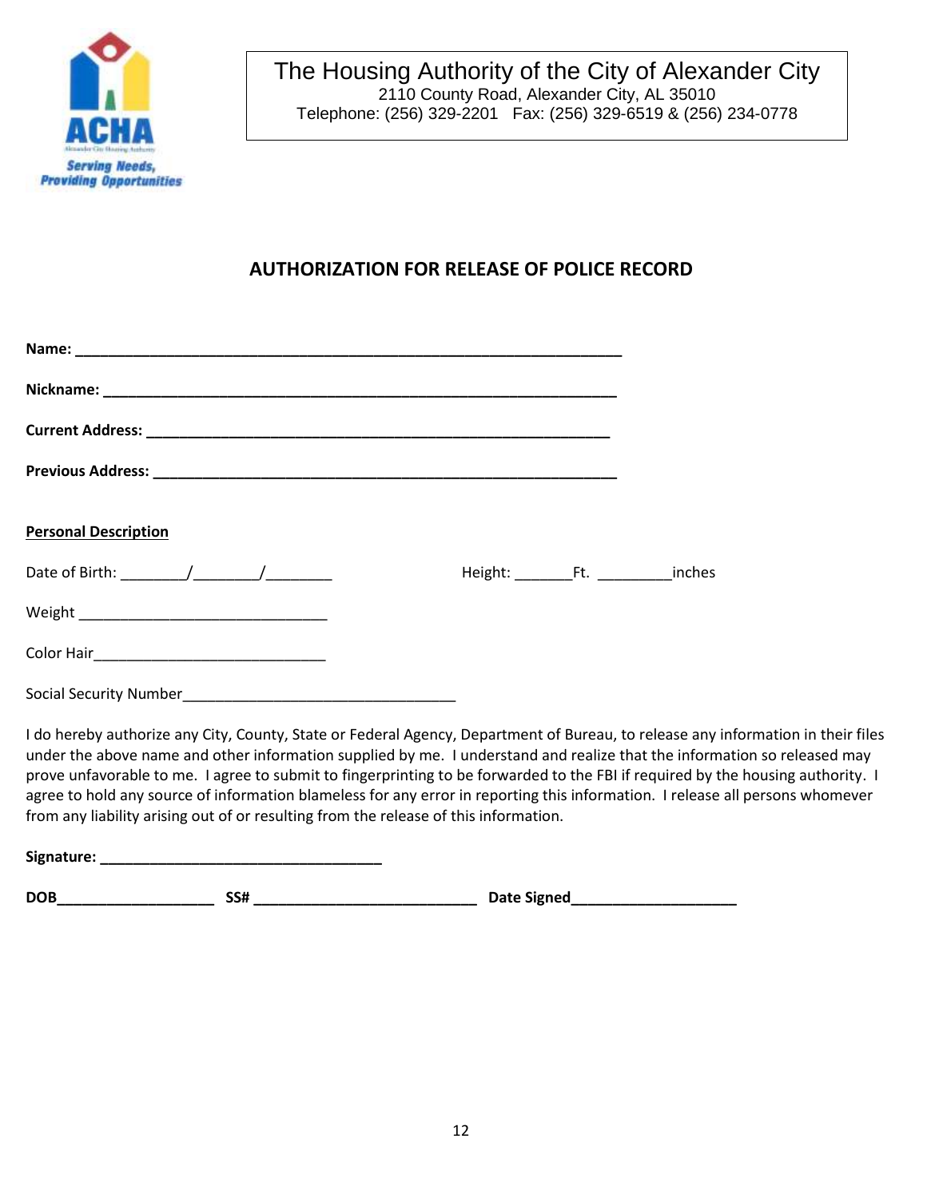ACHA

Alexander City Housing Authority

**Serving Needs, Providing Opportunities**

The Housing Authority of the City of Alexander City
2110 County Road, Alexander City, AL 35010
Telephone: (256) 329-2201 Fax: (256) 329-6519 & (256) 234-0778

## AUTHORIZATION FOR RELEASE OF POLICE RECORD

**Name:** ____________________________________________________________________

**Nickname:** _________________________________________________________________

**Current Address:** ___________________________________________________________

**Previous Address:** __________________________________________________________

**Personal Description**

Date of Birth: ________/________/________ Height: _______Ft. _________inches

Weight ______________________________

Color Hair____________________________

Social Security Number_________________________________

I do hereby authorize any City, County, State or Federal Agency, Department of Bureau, to release any information in their files under the above name and other information supplied by me. I understand and realize that the information so released may prove unfavorable to me. I agree to submit to fingerprinting to be forwarded to the FBI if required by the housing authority. I agree to hold any source of information blameless for any error in reporting this information. I release all persons whomever from any liability arising out of or resulting from the release of this information.

**Signature:** ___________________________________

**DOB**___________________ **SS#** ___________________________ **Date Signed**____________________